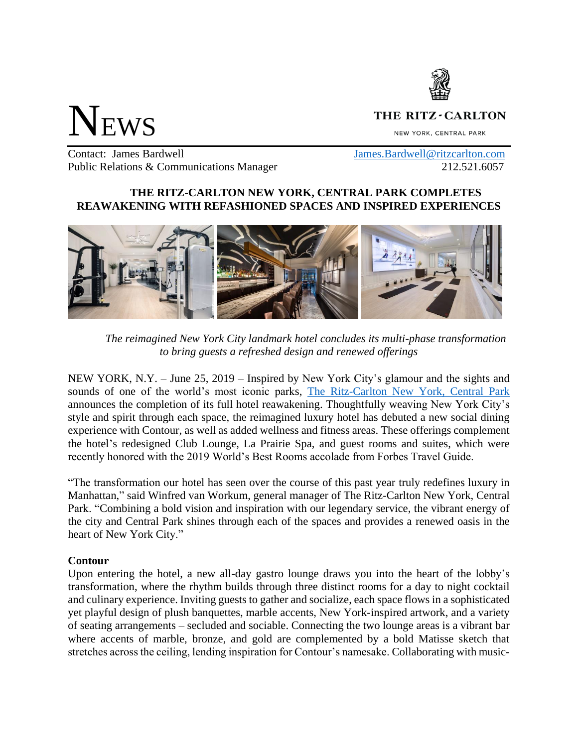# NEWS

**THE RITZ-CARLTON**

NEW YORK, CENTRAL PARK

Contact: James Bardwell — James.Bardwell@ritzcarlton.com
Public Relations & Communications Manager — 212.521.6057

## THE RITZ-CARLTON NEW YORK, CENTRAL PARK COMPLETES REAWAKENING WITH REFASHIONED SPACES AND INSPIRED EXPERIENCES

*The reimagined New York City landmark hotel concludes its multi-phase transformation to bring guests a refreshed design and renewed offerings*

NEW YORK, N.Y. – June 25, 2019 – Inspired by New York City's glamour and the sights and sounds of one of the world's most iconic parks, The Ritz-Carlton New York, Central Park announces the completion of its full hotel reawakening. Thoughtfully weaving New York City's style and spirit through each space, the reimagined luxury hotel has debuted a new social dining experience with Contour, as well as added wellness and fitness areas. These offerings complement the hotel's redesigned Club Lounge, La Prairie Spa, and guest rooms and suites, which were recently honored with the 2019 World's Best Rooms accolade from Forbes Travel Guide.

"The transformation our hotel has seen over the course of this past year truly redefines luxury in Manhattan," said Winfred van Workum, general manager of The Ritz-Carlton New York, Central Park. "Combining a bold vision and inspiration with our legendary service, the vibrant energy of the city and Central Park shines through each of the spaces and provides a renewed oasis in the heart of New York City."

**Contour**

Upon entering the hotel, a new all-day gastro lounge draws you into the heart of the lobby's transformation, where the rhythm builds through three distinct rooms for a day to night cocktail and culinary experience. Inviting guests to gather and socialize, each space flows in a sophisticated yet playful design of plush banquettes, marble accents, New York-inspired artwork, and a variety of seating arrangements – secluded and sociable. Connecting the two lounge areas is a vibrant bar where accents of marble, bronze, and gold are complemented by a bold Matisse sketch that stretches across the ceiling, lending inspiration for Contour's namesake. Collaborating with music-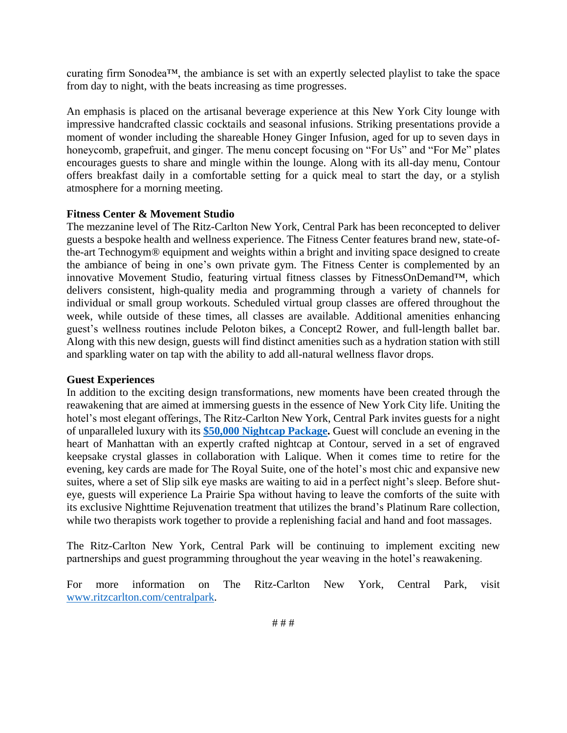curating firm Sonodea™, the ambiance is set with an expertly selected playlist to take the space from day to night, with the beats increasing as time progresses.

An emphasis is placed on the artisanal beverage experience at this New York City lounge with impressive handcrafted classic cocktails and seasonal infusions. Striking presentations provide a moment of wonder including the shareable Honey Ginger Infusion, aged for up to seven days in honeycomb, grapefruit, and ginger. The menu concept focusing on "For Us" and "For Me" plates encourages guests to share and mingle within the lounge. Along with its all-day menu, Contour offers breakfast daily in a comfortable setting for a quick meal to start the day, or a stylish atmosphere for a morning meeting.

**Fitness Center & Movement Studio**

The mezzanine level of The Ritz-Carlton New York, Central Park has been reconcepted to deliver guests a bespoke health and wellness experience. The Fitness Center features brand new, state-of-the-art Technogym® equipment and weights within a bright and inviting space designed to create the ambiance of being in one's own private gym. The Fitness Center is complemented by an innovative Movement Studio, featuring virtual fitness classes by FitnessOnDemand™, which delivers consistent, high-quality media and programming through a variety of channels for individual or small group workouts. Scheduled virtual group classes are offered throughout the week, while outside of these times, all classes are available. Additional amenities enhancing guest's wellness routines include Peloton bikes, a Concept2 Rower, and full-length ballet bar. Along with this new design, guests will find distinct amenities such as a hydration station with still and sparkling water on tap with the ability to add all-natural wellness flavor drops.

**Guest Experiences**

In addition to the exciting design transformations, new moments have been created through the reawakening that are aimed at immersing guests in the essence of New York City life. Uniting the hotel's most elegant offerings, The Ritz-Carlton New York, Central Park invites guests for a night of unparalleled luxury with its **$50,000 Nightcap Package.** Guest will conclude an evening in the heart of Manhattan with an expertly crafted nightcap at Contour, served in a set of engraved keepsake crystal glasses in collaboration with Lalique. When it comes time to retire for the evening, key cards are made for The Royal Suite, one of the hotel's most chic and expansive new suites, where a set of Slip silk eye masks are waiting to aid in a perfect night's sleep. Before shut-eye, guests will experience La Prairie Spa without having to leave the comforts of the suite with its exclusive Nighttime Rejuvenation treatment that utilizes the brand's Platinum Rare collection, while two therapists work together to provide a replenishing facial and hand and foot massages.

The Ritz-Carlton New York, Central Park will be continuing to implement exciting new partnerships and guest programming throughout the year weaving in the hotel's reawakening.

For more information on The Ritz-Carlton New York, Central Park, visit www.ritzcarlton.com/centralpark.

# # #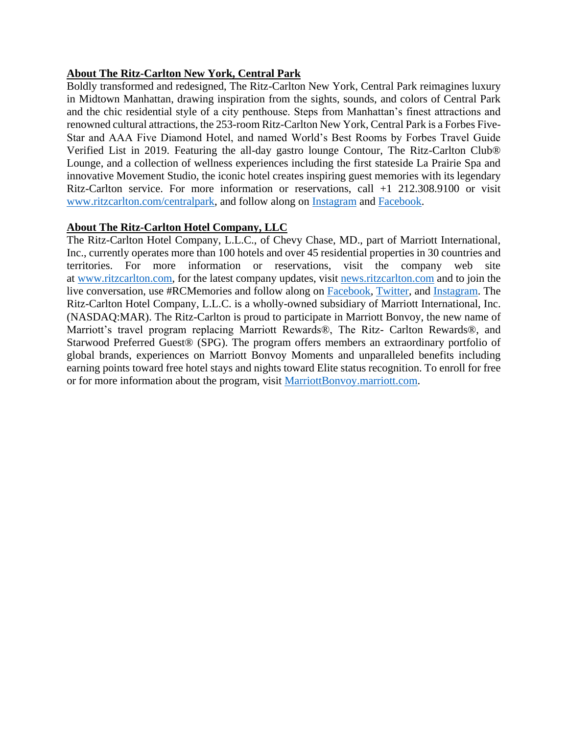**About The Ritz-Carlton New York, Central Park**

Boldly transformed and redesigned, The Ritz-Carlton New York, Central Park reimagines luxury in Midtown Manhattan, drawing inspiration from the sights, sounds, and colors of Central Park and the chic residential style of a city penthouse. Steps from Manhattan's finest attractions and renowned cultural attractions, the 253-room Ritz-Carlton New York, Central Park is a Forbes Five-Star and AAA Five Diamond Hotel, and named World's Best Rooms by Forbes Travel Guide Verified List in 2019. Featuring the all-day gastro lounge Contour, The Ritz-Carlton Club® Lounge, and a collection of wellness experiences including the first stateside La Prairie Spa and innovative Movement Studio, the iconic hotel creates inspiring guest memories with its legendary Ritz-Carlton service. For more information or reservations, call +1 212.308.9100 or visit www.ritzcarlton.com/centralpark, and follow along on Instagram and Facebook.

**About The Ritz-Carlton Hotel Company, LLC**

The Ritz-Carlton Hotel Company, L.L.C., of Chevy Chase, MD., part of Marriott International, Inc., currently operates more than 100 hotels and over 45 residential properties in 30 countries and territories. For more information or reservations, visit the company web site at www.ritzcarlton.com, for the latest company updates, visit news.ritzcarlton.com and to join the live conversation, use #RCMemories and follow along on Facebook, Twitter, and Instagram. The Ritz-Carlton Hotel Company, L.L.C. is a wholly-owned subsidiary of Marriott International, Inc. (NASDAQ:MAR). The Ritz-Carlton is proud to participate in Marriott Bonvoy, the new name of Marriott's travel program replacing Marriott Rewards®, The Ritz- Carlton Rewards®, and Starwood Preferred Guest® (SPG). The program offers members an extraordinary portfolio of global brands, experiences on Marriott Bonvoy Moments and unparalleled benefits including earning points toward free hotel stays and nights toward Elite status recognition. To enroll for free or for more information about the program, visit MarriottBonvoy.marriott.com.